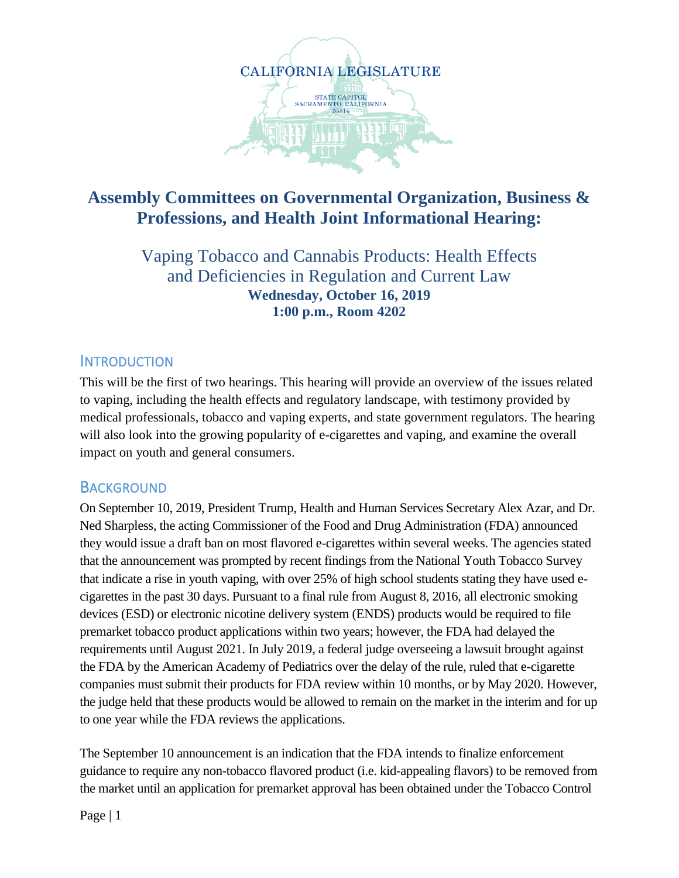CALIFORNIA LEGISLATURE

STATE CAPITOL
SACRAMENTO, CALIFORNIA
95814

# Assembly Committees on Governmental Organization, Business & Professions, and Health Joint Informational Hearing:

## Vaping Tobacco and Cannabis Products: Health Effects and Deficiencies in Regulation and Current Law

**Wednesday, October 16, 2019**
**1:00 p.m., Room 4202**

## Introduction

This will be the first of two hearings. This hearing will provide an overview of the issues related to vaping, including the health effects and regulatory landscape, with testimony provided by medical professionals, tobacco and vaping experts, and state government regulators. The hearing will also look into the growing popularity of e-cigarettes and vaping, and examine the overall impact on youth and general consumers.

## Background

On September 10, 2019, President Trump, Health and Human Services Secretary Alex Azar, and Dr. Ned Sharpless, the acting Commissioner of the Food and Drug Administration (FDA) announced they would issue a draft ban on most flavored e-cigarettes within several weeks. The agencies stated that the announcement was prompted by recent findings from the National Youth Tobacco Survey that indicate a rise in youth vaping, with over 25% of high school students stating they have used e-cigarettes in the past 30 days. Pursuant to a final rule from August 8, 2016, all electronic smoking devices (ESD) or electronic nicotine delivery system (ENDS) products would be required to file premarket tobacco product applications within two years; however, the FDA had delayed the requirements until August 2021. In July 2019, a federal judge overseeing a lawsuit brought against the FDA by the American Academy of Pediatrics over the delay of the rule, ruled that e-cigarette companies must submit their products for FDA review within 10 months, or by May 2020. However, the judge held that these products would be allowed to remain on the market in the interim and for up to one year while the FDA reviews the applications.

The September 10 announcement is an indication that the FDA intends to finalize enforcement guidance to require any non-tobacco flavored product (i.e. kid-appealing flavors) to be removed from the market until an application for premarket approval has been obtained under the Tobacco Control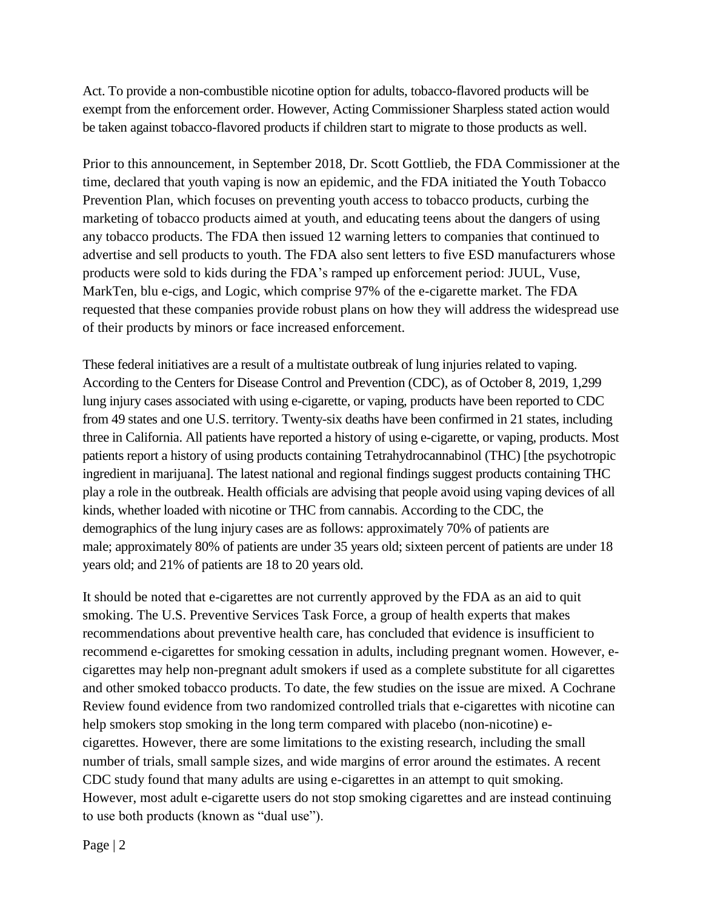Act. To provide a non-combustible nicotine option for adults, tobacco-flavored products will be exempt from the enforcement order. However, Acting Commissioner Sharpless stated action would be taken against tobacco-flavored products if children start to migrate to those products as well.

Prior to this announcement, in September 2018, Dr. Scott Gottlieb, the FDA Commissioner at the time, declared that youth vaping is now an epidemic, and the FDA initiated the Youth Tobacco Prevention Plan, which focuses on preventing youth access to tobacco products, curbing the marketing of tobacco products aimed at youth, and educating teens about the dangers of using any tobacco products. The FDA then issued 12 warning letters to companies that continued to advertise and sell products to youth. The FDA also sent letters to five ESD manufacturers whose products were sold to kids during the FDA's ramped up enforcement period: JUUL, Vuse, MarkTen, blu e-cigs, and Logic, which comprise 97% of the e-cigarette market. The FDA requested that these companies provide robust plans on how they will address the widespread use of their products by minors or face increased enforcement.

These federal initiatives are a result of a multistate outbreak of lung injuries related to vaping. According to the Centers for Disease Control and Prevention (CDC), as of October 8, 2019, 1,299 lung injury cases associated with using e-cigarette, or vaping, products have been reported to CDC from 49 states and one U.S. territory. Twenty-six deaths have been confirmed in 21 states, including three in California. All patients have reported a history of using e-cigarette, or vaping, products. Most patients report a history of using products containing Tetrahydrocannabinol (THC) [the psychotropic ingredient in marijuana]. The latest national and regional findings suggest products containing THC play a role in the outbreak. Health officials are advising that people avoid using vaping devices of all kinds, whether loaded with nicotine or THC from cannabis. According to the CDC, the demographics of the lung injury cases are as follows: approximately 70% of patients are male; approximately 80% of patients are under 35 years old; sixteen percent of patients are under 18 years old; and 21% of patients are 18 to 20 years old.

It should be noted that e-cigarettes are not currently approved by the FDA as an aid to quit smoking. The U.S. Preventive Services Task Force, a group of health experts that makes recommendations about preventive health care, has concluded that evidence is insufficient to recommend e-cigarettes for smoking cessation in adults, including pregnant women. However, e-cigarettes may help non-pregnant adult smokers if used as a complete substitute for all cigarettes and other smoked tobacco products. To date, the few studies on the issue are mixed. A Cochrane Review found evidence from two randomized controlled trials that e-cigarettes with nicotine can help smokers stop smoking in the long term compared with placebo (non-nicotine) e-cigarettes. However, there are some limitations to the existing research, including the small number of trials, small sample sizes, and wide margins of error around the estimates. A recent CDC study found that many adults are using e-cigarettes in an attempt to quit smoking. However, most adult e-cigarette users do not stop smoking cigarettes and are instead continuing to use both products (known as "dual use").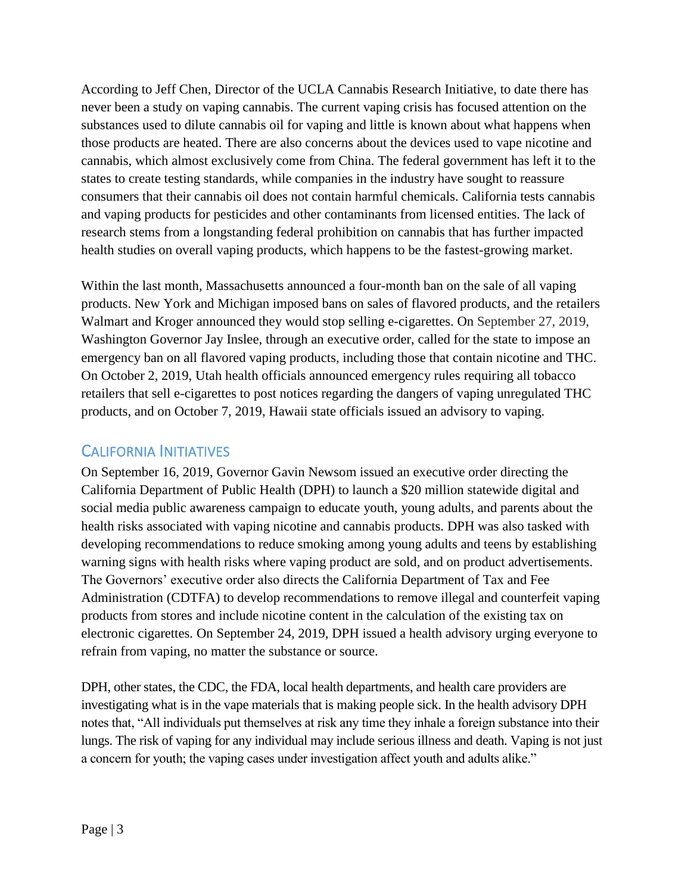According to Jeff Chen, Director of the UCLA Cannabis Research Initiative, to date there has never been a study on vaping cannabis. The current vaping crisis has focused attention on the substances used to dilute cannabis oil for vaping and little is known about what happens when those products are heated. There are also concerns about the devices used to vape nicotine and cannabis, which almost exclusively come from China. The federal government has left it to the states to create testing standards, while companies in the industry have sought to reassure consumers that their cannabis oil does not contain harmful chemicals. California tests cannabis and vaping products for pesticides and other contaminants from licensed entities. The lack of research stems from a longstanding federal prohibition on cannabis that has further impacted health studies on overall vaping products, which happens to be the fastest-growing market.

Within the last month, Massachusetts announced a four-month ban on the sale of all vaping products. New York and Michigan imposed bans on sales of flavored products, and the retailers Walmart and Kroger announced they would stop selling e-cigarettes. On September 27, 2019, Washington Governor Jay Inslee, through an executive order, called for the state to impose an emergency ban on all flavored vaping products, including those that contain nicotine and THC. On October 2, 2019, Utah health officials announced emergency rules requiring all tobacco retailers that sell e-cigarettes to post notices regarding the dangers of vaping unregulated THC products, and on October 7, 2019, Hawaii state officials issued an advisory to vaping.

## California Initiatives

On September 16, 2019, Governor Gavin Newsom issued an executive order directing the California Department of Public Health (DPH) to launch a $20 million statewide digital and social media public awareness campaign to educate youth, young adults, and parents about the health risks associated with vaping nicotine and cannabis products. DPH was also tasked with developing recommendations to reduce smoking among young adults and teens by establishing warning signs with health risks where vaping product are sold, and on product advertisements. The Governors' executive order also directs the California Department of Tax and Fee Administration (CDTFA) to develop recommendations to remove illegal and counterfeit vaping products from stores and include nicotine content in the calculation of the existing tax on electronic cigarettes. On September 24, 2019, DPH issued a health advisory urging everyone to refrain from vaping, no matter the substance or source.

DPH, other states, the CDC, the FDA, local health departments, and health care providers are investigating what is in the vape materials that is making people sick. In the health advisory DPH notes that, "All individuals put themselves at risk any time they inhale a foreign substance into their lungs. The risk of vaping for any individual may include serious illness and death. Vaping is not just a concern for youth; the vaping cases under investigation affect youth and adults alike."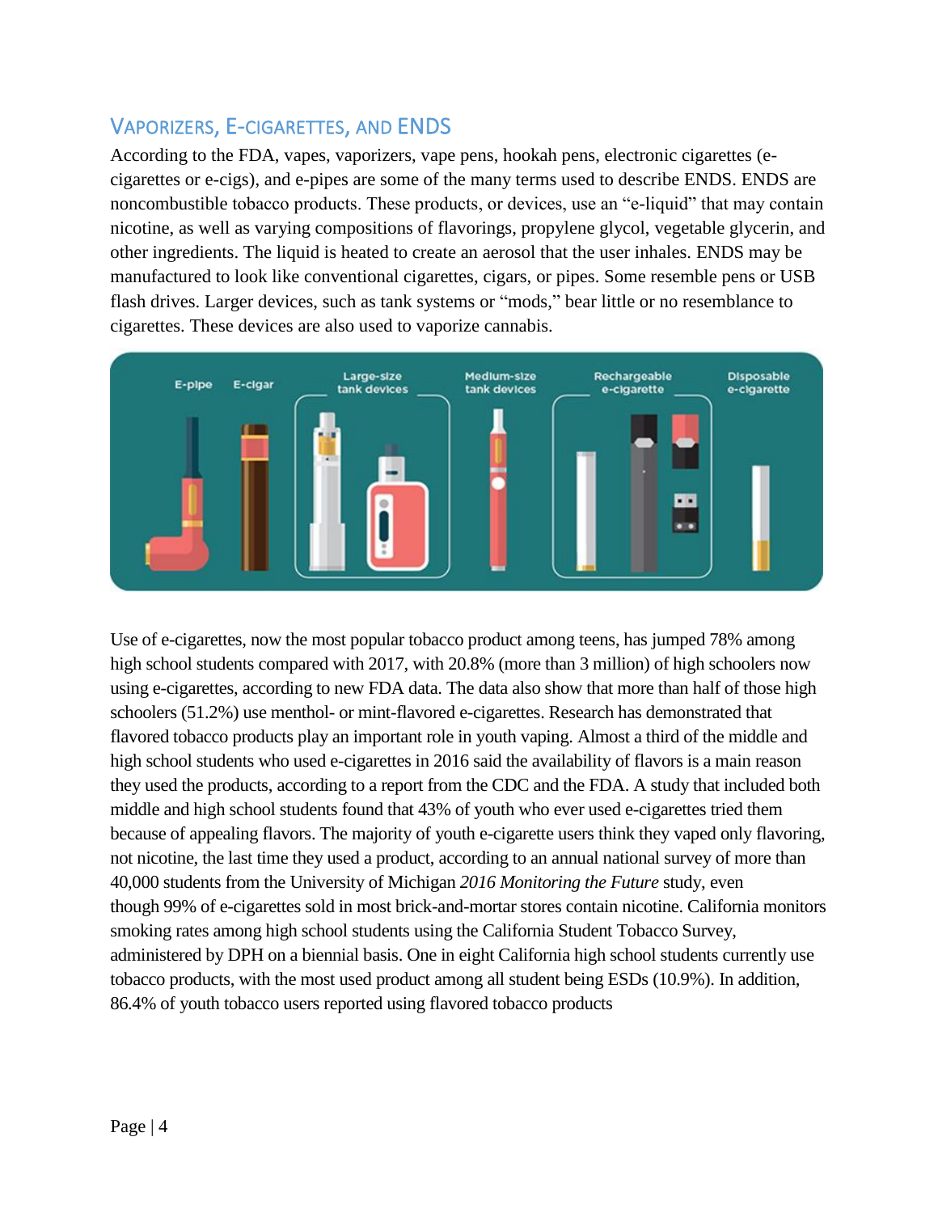## VAPORIZERS, E-CIGARETTES, AND ENDS

According to the FDA, vapes, vaporizers, vape pens, hookah pens, electronic cigarettes (e-cigarettes or e-cigs), and e-pipes are some of the many terms used to describe ENDS. ENDS are noncombustible tobacco products. These products, or devices, use an "e-liquid" that may contain nicotine, as well as varying compositions of flavorings, propylene glycol, vegetable glycerin, and other ingredients. The liquid is heated to create an aerosol that the user inhales. ENDS may be manufactured to look like conventional cigarettes, cigars, or pipes. Some resemble pens or USB flash drives. Larger devices, such as tank systems or "mods," bear little or no resemblance to cigarettes. These devices are also used to vaporize cannabis.

E-pipe | E-cigar | Large-size tank devices | Medium-size tank devices | Rechargeable e-cigarette | Disposable e-cigarette

Use of e-cigarettes, now the most popular tobacco product among teens, has jumped 78% among high school students compared with 2017, with 20.8% (more than 3 million) of high schoolers now using e-cigarettes, according to new FDA data. The data also show that more than half of those high schoolers (51.2%) use menthol- or mint-flavored e-cigarettes. Research has demonstrated that flavored tobacco products play an important role in youth vaping. Almost a third of the middle and high school students who used e-cigarettes in 2016 said the availability of flavors is a main reason they used the products, according to a report from the CDC and the FDA. A study that included both middle and high school students found that 43% of youth who ever used e-cigarettes tried them because of appealing flavors. The majority of youth e-cigarette users think they vaped only flavoring, not nicotine, the last time they used a product, according to an annual national survey of more than 40,000 students from the University of Michigan *2016 Monitoring the Future* study, even though 99% of e-cigarettes sold in most brick-and-mortar stores contain nicotine. California monitors smoking rates among high school students using the California Student Tobacco Survey, administered by DPH on a biennial basis. One in eight California high school students currently use tobacco products, with the most used product among all student being ESDs (10.9%). In addition, 86.4% of youth tobacco users reported using flavored tobacco products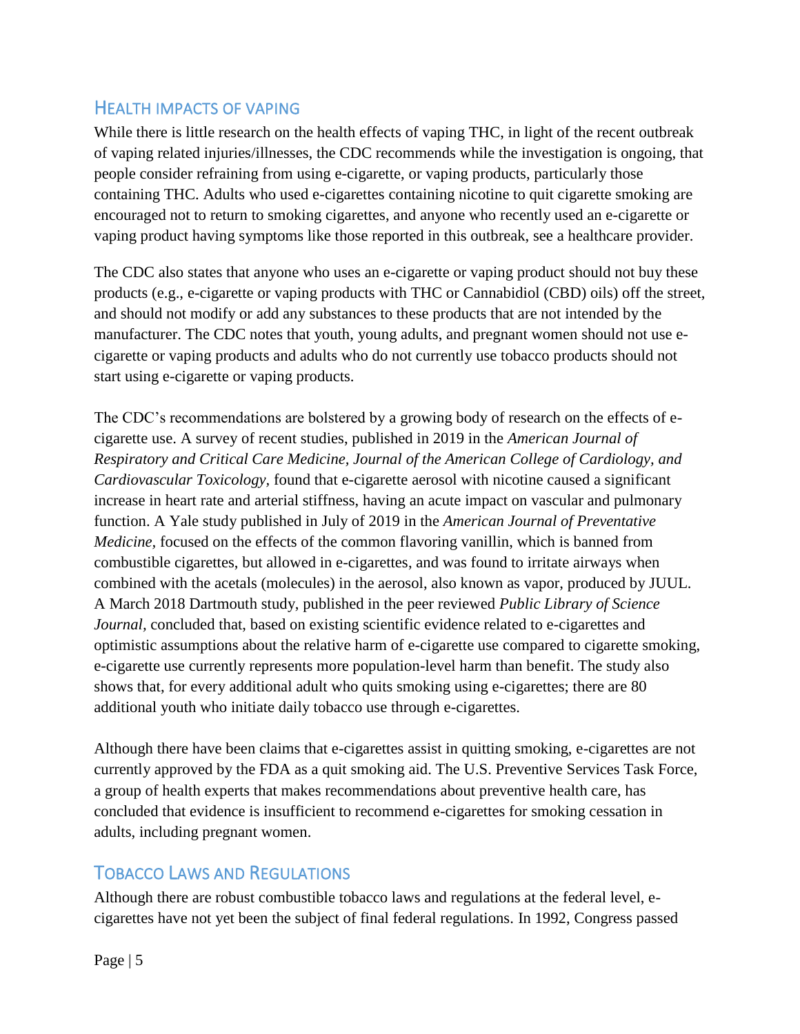## Health Impacts of Vaping

While there is little research on the health effects of vaping THC, in light of the recent outbreak of vaping related injuries/illnesses, the CDC recommends while the investigation is ongoing, that people consider refraining from using e-cigarette, or vaping products, particularly those containing THC. Adults who used e-cigarettes containing nicotine to quit cigarette smoking are encouraged not to return to smoking cigarettes, and anyone who recently used an e-cigarette or vaping product having symptoms like those reported in this outbreak, see a healthcare provider.

The CDC also states that anyone who uses an e-cigarette or vaping product should not buy these products (e.g., e-cigarette or vaping products with THC or Cannabidiol (CBD) oils) off the street, and should not modify or add any substances to these products that are not intended by the manufacturer. The CDC notes that youth, young adults, and pregnant women should not use e-cigarette or vaping products and adults who do not currently use tobacco products should not start using e-cigarette or vaping products.

The CDC's recommendations are bolstered by a growing body of research on the effects of e-cigarette use. A survey of recent studies, published in 2019 in the *American Journal of Respiratory and Critical Care Medicine, Journal of the American College of Cardiology, and Cardiovascular Toxicology,* found that e-cigarette aerosol with nicotine caused a significant increase in heart rate and arterial stiffness, having an acute impact on vascular and pulmonary function. A Yale study published in July of 2019 in the *American Journal of Preventative Medicine,* focused on the effects of the common flavoring vanillin, which is banned from combustible cigarettes, but allowed in e-cigarettes, and was found to irritate airways when combined with the acetals (molecules) in the aerosol, also known as vapor, produced by JUUL. A March 2018 Dartmouth study, published in the peer reviewed *Public Library of Science Journal,* concluded that, based on existing scientific evidence related to e-cigarettes and optimistic assumptions about the relative harm of e-cigarette use compared to cigarette smoking, e-cigarette use currently represents more population-level harm than benefit. The study also shows that, for every additional adult who quits smoking using e-cigarettes; there are 80 additional youth who initiate daily tobacco use through e-cigarettes.

Although there have been claims that e-cigarettes assist in quitting smoking, e-cigarettes are not currently approved by the FDA as a quit smoking aid. The U.S. Preventive Services Task Force, a group of health experts that makes recommendations about preventive health care, has concluded that evidence is insufficient to recommend e-cigarettes for smoking cessation in adults, including pregnant women.

## Tobacco Laws and Regulations

Although there are robust combustible tobacco laws and regulations at the federal level, e-cigarettes have not yet been the subject of final federal regulations. In 1992, Congress passed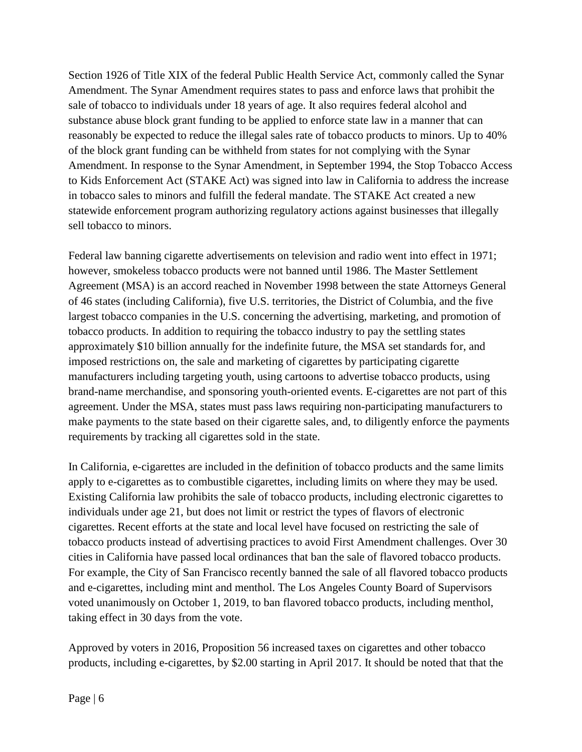Section 1926 of Title XIX of the federal Public Health Service Act, commonly called the Synar Amendment. The Synar Amendment requires states to pass and enforce laws that prohibit the sale of tobacco to individuals under 18 years of age. It also requires federal alcohol and substance abuse block grant funding to be applied to enforce state law in a manner that can reasonably be expected to reduce the illegal sales rate of tobacco products to minors. Up to 40% of the block grant funding can be withheld from states for not complying with the Synar Amendment. In response to the Synar Amendment, in September 1994, the Stop Tobacco Access to Kids Enforcement Act (STAKE Act) was signed into law in California to address the increase in tobacco sales to minors and fulfill the federal mandate. The STAKE Act created a new statewide enforcement program authorizing regulatory actions against businesses that illegally sell tobacco to minors.

Federal law banning cigarette advertisements on television and radio went into effect in 1971; however, smokeless tobacco products were not banned until 1986. The Master Settlement Agreement (MSA) is an accord reached in November 1998 between the state Attorneys General of 46 states (including California), five U.S. territories, the District of Columbia, and the five largest tobacco companies in the U.S. concerning the advertising, marketing, and promotion of tobacco products. In addition to requiring the tobacco industry to pay the settling states approximately $10 billion annually for the indefinite future, the MSA set standards for, and imposed restrictions on, the sale and marketing of cigarettes by participating cigarette manufacturers including targeting youth, using cartoons to advertise tobacco products, using brand-name merchandise, and sponsoring youth-oriented events. E-cigarettes are not part of this agreement. Under the MSA, states must pass laws requiring non-participating manufacturers to make payments to the state based on their cigarette sales, and, to diligently enforce the payments requirements by tracking all cigarettes sold in the state.

In California, e-cigarettes are included in the definition of tobacco products and the same limits apply to e-cigarettes as to combustible cigarettes, including limits on where they may be used. Existing California law prohibits the sale of tobacco products, including electronic cigarettes to individuals under age 21, but does not limit or restrict the types of flavors of electronic cigarettes. Recent efforts at the state and local level have focused on restricting the sale of tobacco products instead of advertising practices to avoid First Amendment challenges. Over 30 cities in California have passed local ordinances that ban the sale of flavored tobacco products. For example, the City of San Francisco recently banned the sale of all flavored tobacco products and e-cigarettes, including mint and menthol. The Los Angeles County Board of Supervisors voted unanimously on October 1, 2019, to ban flavored tobacco products, including menthol, taking effect in 30 days from the vote.

Approved by voters in 2016, Proposition 56 increased taxes on cigarettes and other tobacco products, including e-cigarettes, by $2.00 starting in April 2017. It should be noted that that the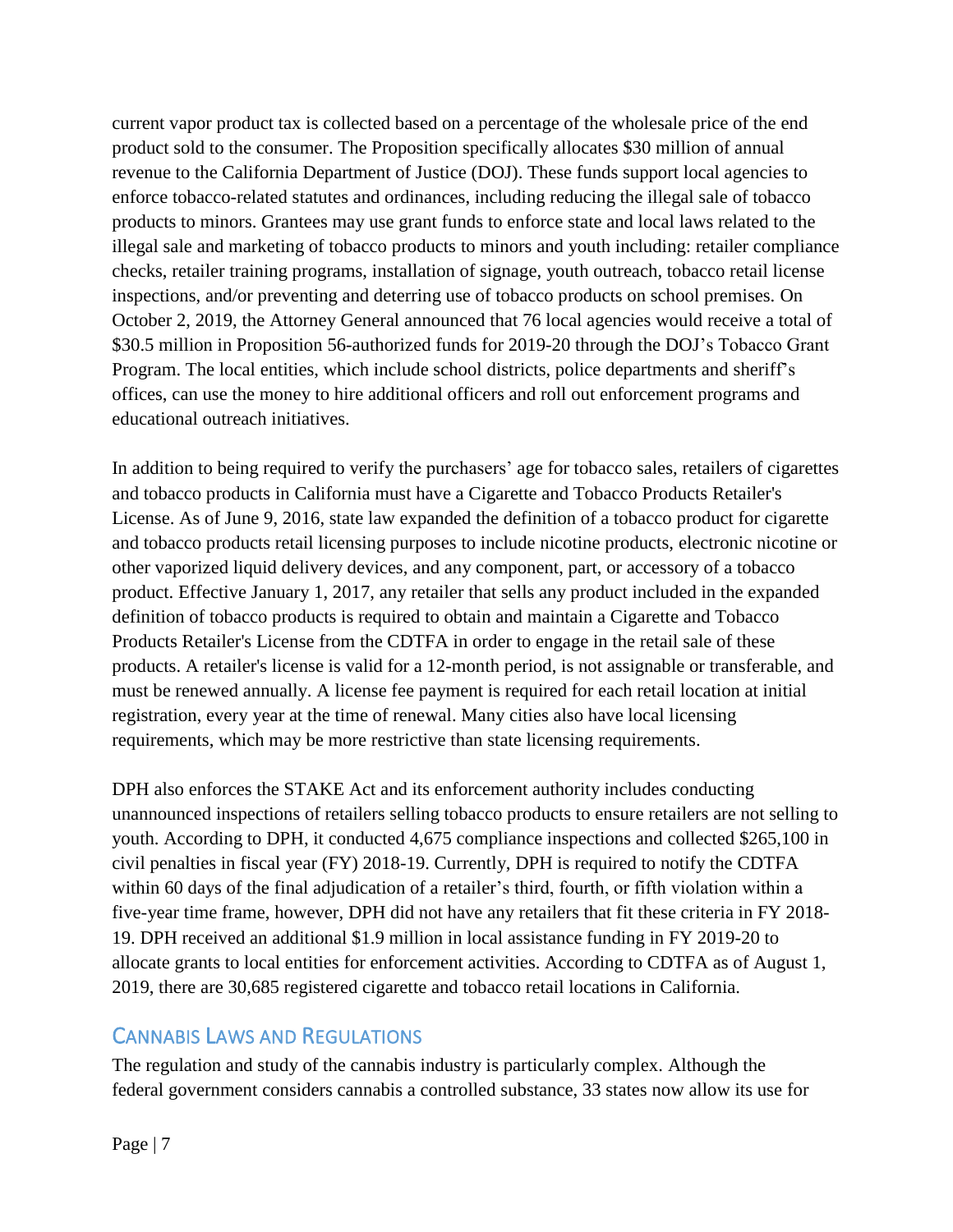current vapor product tax is collected based on a percentage of the wholesale price of the end product sold to the consumer. The Proposition specifically allocates $30 million of annual revenue to the California Department of Justice (DOJ). These funds support local agencies to enforce tobacco-related statutes and ordinances, including reducing the illegal sale of tobacco products to minors. Grantees may use grant funds to enforce state and local laws related to the illegal sale and marketing of tobacco products to minors and youth including: retailer compliance checks, retailer training programs, installation of signage, youth outreach, tobacco retail license inspections, and/or preventing and deterring use of tobacco products on school premises. On October 2, 2019, the Attorney General announced that 76 local agencies would receive a total of $30.5 million in Proposition 56-authorized funds for 2019-20 through the DOJ's Tobacco Grant Program. The local entities, which include school districts, police departments and sheriff's offices, can use the money to hire additional officers and roll out enforcement programs and educational outreach initiatives.

In addition to being required to verify the purchasers' age for tobacco sales, retailers of cigarettes and tobacco products in California must have a Cigarette and Tobacco Products Retailer's License. As of June 9, 2016, state law expanded the definition of a tobacco product for cigarette and tobacco products retail licensing purposes to include nicotine products, electronic nicotine or other vaporized liquid delivery devices, and any component, part, or accessory of a tobacco product. Effective January 1, 2017, any retailer that sells any product included in the expanded definition of tobacco products is required to obtain and maintain a Cigarette and Tobacco Products Retailer's License from the CDTFA in order to engage in the retail sale of these products. A retailer's license is valid for a 12-month period, is not assignable or transferable, and must be renewed annually. A license fee payment is required for each retail location at initial registration, every year at the time of renewal. Many cities also have local licensing requirements, which may be more restrictive than state licensing requirements.

DPH also enforces the STAKE Act and its enforcement authority includes conducting unannounced inspections of retailers selling tobacco products to ensure retailers are not selling to youth. According to DPH, it conducted 4,675 compliance inspections and collected $265,100 in civil penalties in fiscal year (FY) 2018-19. Currently, DPH is required to notify the CDTFA within 60 days of the final adjudication of a retailer's third, fourth, or fifth violation within a five-year time frame, however, DPH did not have any retailers that fit these criteria in FY 2018-19. DPH received an additional $1.9 million in local assistance funding in FY 2019-20 to allocate grants to local entities for enforcement activities. According to CDTFA as of August 1, 2019, there are 30,685 registered cigarette and tobacco retail locations in California.

## Cannabis Laws and Regulations

The regulation and study of the cannabis industry is particularly complex. Although the federal government considers cannabis a controlled substance, 33 states now allow its use for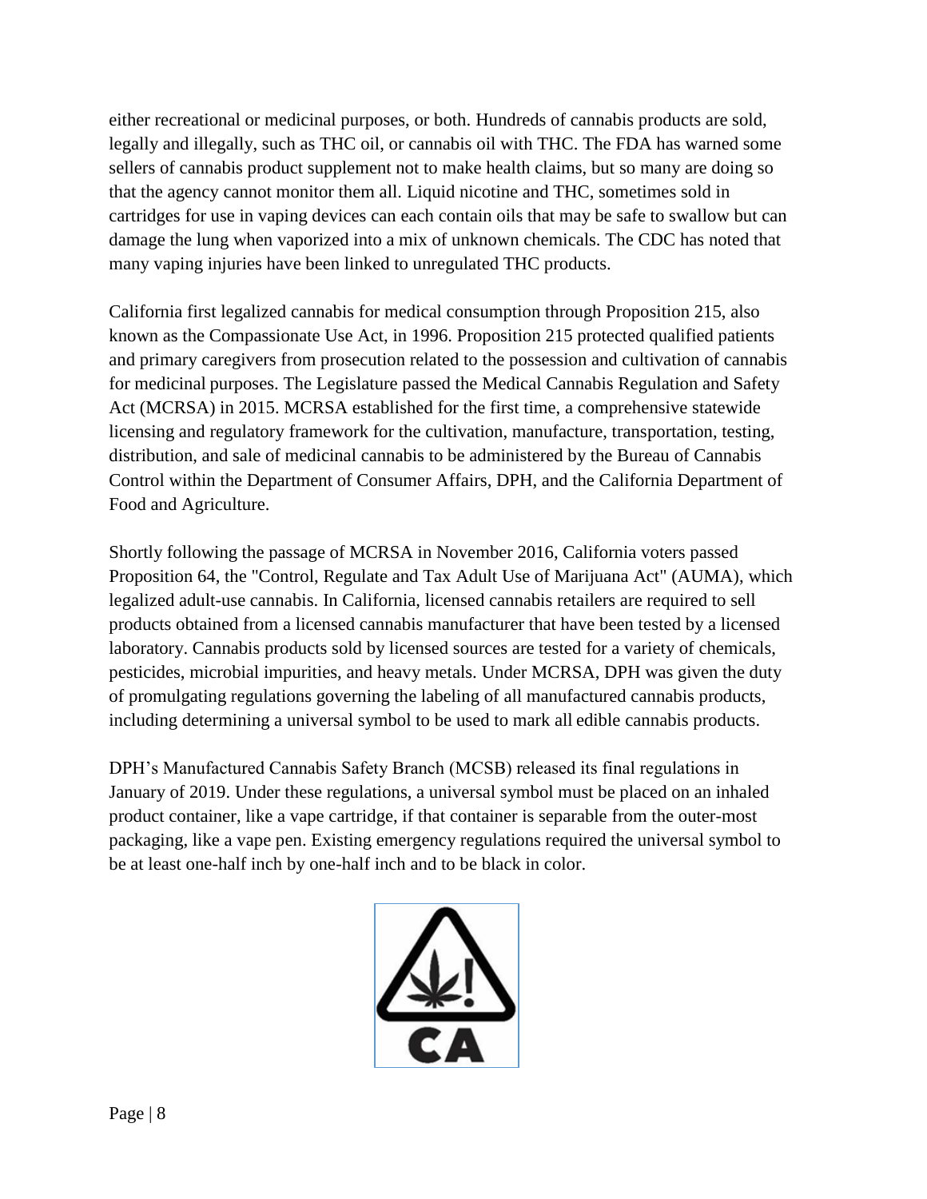either recreational or medicinal purposes, or both. Hundreds of cannabis products are sold, legally and illegally, such as THC oil, or cannabis oil with THC. The FDA has warned some sellers of cannabis product supplement not to make health claims, but so many are doing so that the agency cannot monitor them all. Liquid nicotine and THC, sometimes sold in cartridges for use in vaping devices can each contain oils that may be safe to swallow but can damage the lung when vaporized into a mix of unknown chemicals. The CDC has noted that many vaping injuries have been linked to unregulated THC products.

California first legalized cannabis for medical consumption through Proposition 215, also known as the Compassionate Use Act, in 1996. Proposition 215 protected qualified patients and primary caregivers from prosecution related to the possession and cultivation of cannabis for medicinal purposes. The Legislature passed the Medical Cannabis Regulation and Safety Act (MCRSA) in 2015. MCRSA established for the first time, a comprehensive statewide licensing and regulatory framework for the cultivation, manufacture, transportation, testing, distribution, and sale of medicinal cannabis to be administered by the Bureau of Cannabis Control within the Department of Consumer Affairs, DPH, and the California Department of Food and Agriculture.

Shortly following the passage of MCRSA in November 2016, California voters passed Proposition 64, the "Control, Regulate and Tax Adult Use of Marijuana Act" (AUMA), which legalized adult-use cannabis. In California, licensed cannabis retailers are required to sell products obtained from a licensed cannabis manufacturer that have been tested by a licensed laboratory. Cannabis products sold by licensed sources are tested for a variety of chemicals, pesticides, microbial impurities, and heavy metals. Under MCRSA, DPH was given the duty of promulgating regulations governing the labeling of all manufactured cannabis products, including determining a universal symbol to be used to mark all edible cannabis products.

DPH's Manufactured Cannabis Safety Branch (MCSB) released its final regulations in January of 2019. Under these regulations, a universal symbol must be placed on an inhaled product container, like a vape cartridge, if that container is separable from the outer-most packaging, like a vape pen. Existing emergency regulations required the universal symbol to be at least one-half inch by one-half inch and to be black in color.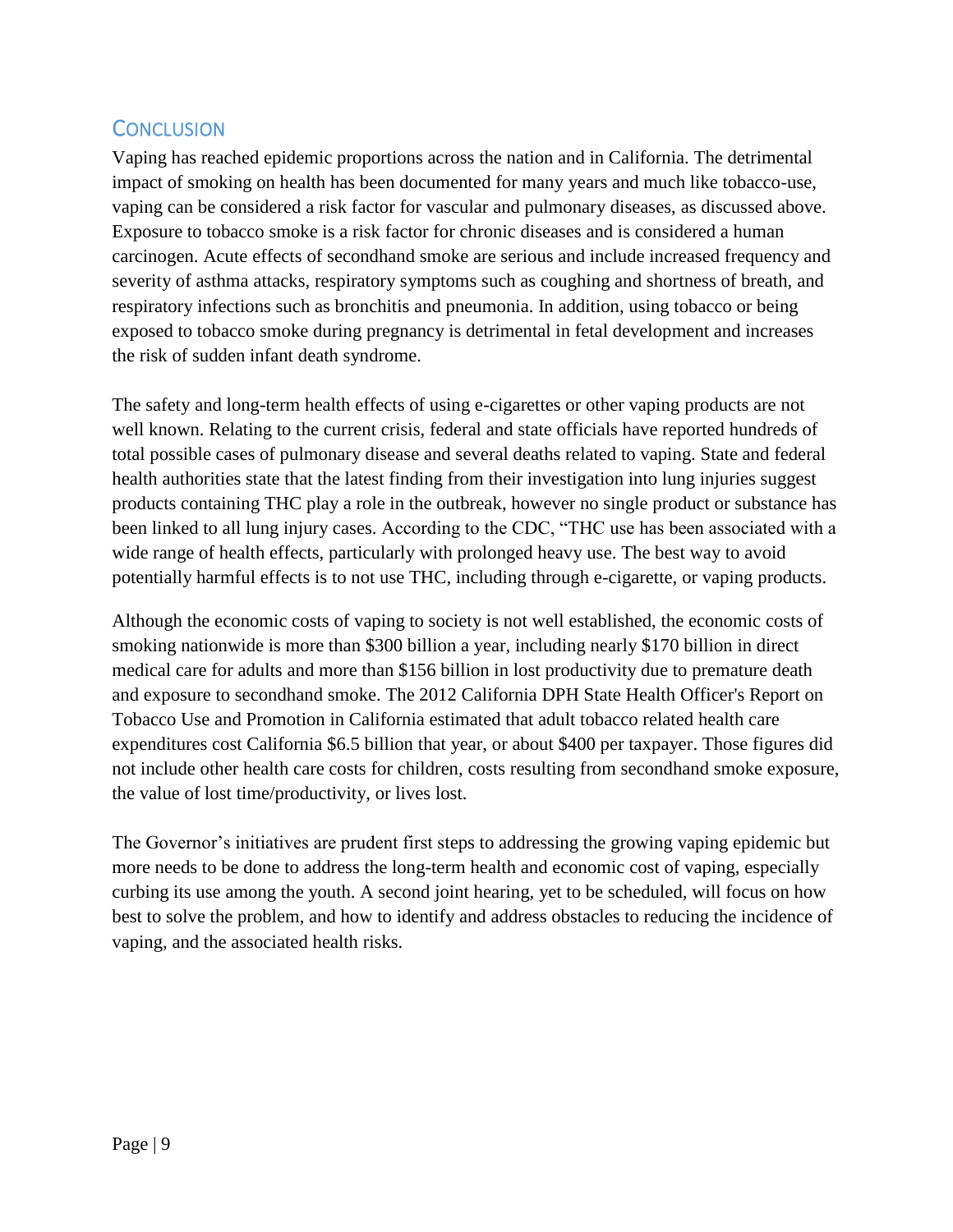## Conclusion

Vaping has reached epidemic proportions across the nation and in California. The detrimental impact of smoking on health has been documented for many years and much like tobacco-use, vaping can be considered a risk factor for vascular and pulmonary diseases, as discussed above. Exposure to tobacco smoke is a risk factor for chronic diseases and is considered a human carcinogen. Acute effects of secondhand smoke are serious and include increased frequency and severity of asthma attacks, respiratory symptoms such as coughing and shortness of breath, and respiratory infections such as bronchitis and pneumonia. In addition, using tobacco or being exposed to tobacco smoke during pregnancy is detrimental in fetal development and increases the risk of sudden infant death syndrome.

The safety and long-term health effects of using e-cigarettes or other vaping products are not well known. Relating to the current crisis, federal and state officials have reported hundreds of total possible cases of pulmonary disease and several deaths related to vaping. State and federal health authorities state that the latest finding from their investigation into lung injuries suggest products containing THC play a role in the outbreak, however no single product or substance has been linked to all lung injury cases. According to the CDC, "THC use has been associated with a wide range of health effects, particularly with prolonged heavy use. The best way to avoid potentially harmful effects is to not use THC, including through e-cigarette, or vaping products.

Although the economic costs of vaping to society is not well established, the economic costs of smoking nationwide is more than $300 billion a year, including nearly $170 billion in direct medical care for adults and more than $156 billion in lost productivity due to premature death and exposure to secondhand smoke. The 2012 California DPH State Health Officer's Report on Tobacco Use and Promotion in California estimated that adult tobacco related health care expenditures cost California $6.5 billion that year, or about $400 per taxpayer. Those figures did not include other health care costs for children, costs resulting from secondhand smoke exposure, the value of lost time/productivity, or lives lost.

The Governor's initiatives are prudent first steps to addressing the growing vaping epidemic but more needs to be done to address the long-term health and economic cost of vaping, especially curbing its use among the youth. A second joint hearing, yet to be scheduled, will focus on how best to solve the problem, and how to identify and address obstacles to reducing the incidence of vaping, and the associated health risks.